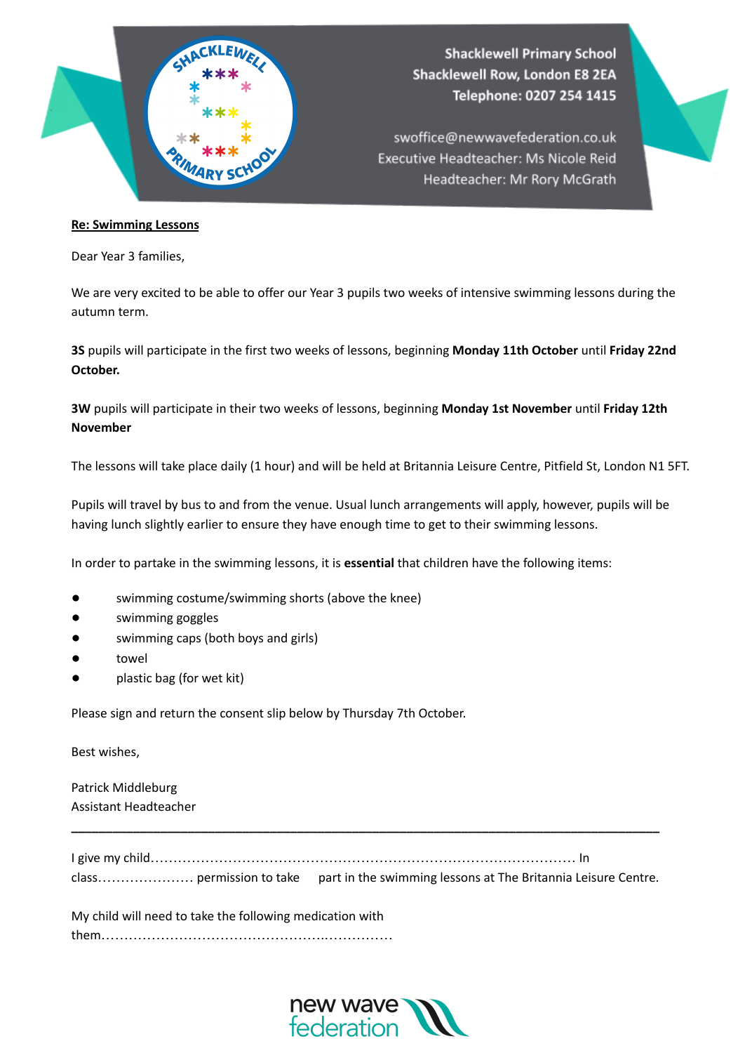Shacklewell Primary School
Shacklewell Row, London E8 2EA
Telephone: 0207 254 1415

swoffice@newwavefederation.co.uk
Executive Headteacher: Ms Nicole Reid
Headteacher: Mr Rory McGrath

**Re: Swimming Lessons**

Dear Year 3 families,

We are very excited to be able to offer our Year 3 pupils two weeks of intensive swimming lessons during the autumn term.

**3S** pupils will participate in the first two weeks of lessons, beginning **Monday 11th October** until **Friday 22nd October.**

**3W** pupils will participate in their two weeks of lessons, beginning **Monday 1st November** until **Friday 12th November**

The lessons will take place daily (1 hour) and will be held at Britannia Leisure Centre, Pitfield St, London N1 5FT.

Pupils will travel by bus to and from the venue. Usual lunch arrangements will apply, however, pupils will be having lunch slightly earlier to ensure they have enough time to get to their swimming lessons.

In order to partake in the swimming lessons, it is **essential** that children have the following items:

- swimming costume/swimming shorts (above the knee)
- swimming goggles
- swimming caps (both boys and girls)
- towel
- plastic bag (for wet kit)

Please sign and return the consent slip below by Thursday 7th October.

Best wishes,

Patrick Middleburg
Assistant Headteacher

---

I give my child…………………………………………………………………………………… In class………………… permission to take part in the swimming lessons at The Britannia Leisure Centre.

My child will need to take the following medication with them…………………………………………………………

new wave federation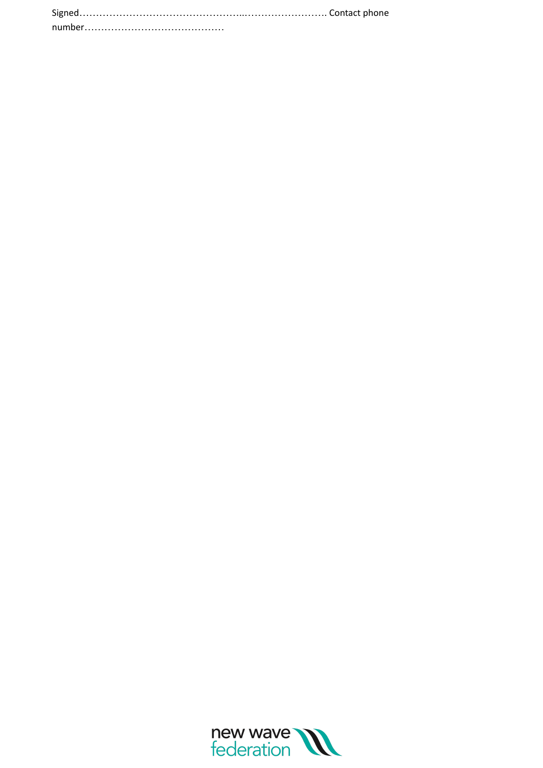Signed…………………………………………..……………………. Contact phone number……………………………………